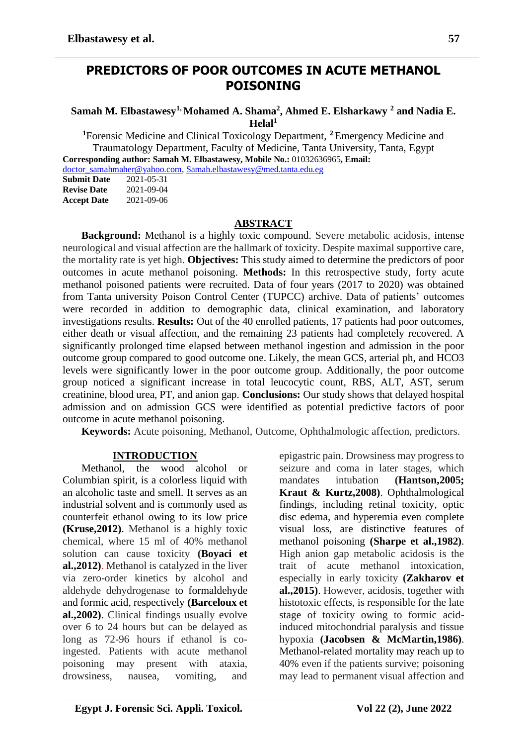# PREDICTORS OF POOR OUTCOMES IN ACUTE METHANOL POISONING

**Samah M. Elbastawesy[1], Mohamed A. Shama[2], Ahmed E. Elsharkawy [2] and Nadia E. Helal[1]**

[1]Forensic Medicine and Clinical Toxicology Department, [2] Emergency Medicine and Traumatology Department, Faculty of Medicine, Tanta University, Tanta, Egypt

**Corresponding author: Samah M. Elbastawesy, Mobile No.:** 01032636965**, Email:** doctor_samahmaher@yahoo.com, Samah.elbastawesy@med.tanta.edu.eg

**Submit Date** 2021-05-31
**Revise Date** 2021-09-04
**Accept Date** 2021-09-06

## ABSTRACT

**Background:** Methanol is a highly toxic compound. Severe metabolic acidosis, intense neurological and visual affection are the hallmark of toxicity. Despite maximal supportive care, the mortality rate is yet high. **Objectives:** This study aimed to determine the predictors of poor outcomes in acute methanol poisoning. **Methods:** In this retrospective study, forty acute methanol poisoned patients were recruited. Data of four years (2017 to 2020) was obtained from Tanta university Poison Control Center (TUPCC) archive. Data of patients' outcomes were recorded in addition to demographic data, clinical examination, and laboratory investigations results. **Results:** Out of the 40 enrolled patients, 17 patients had poor outcomes, either death or visual affection, and the remaining 23 patients had completely recovered. A significantly prolonged time elapsed between methanol ingestion and admission in the poor outcome group compared to good outcome one. Likely, the mean GCS, arterial ph, and HCO3 levels were significantly lower in the poor outcome group. Additionally, the poor outcome group noticed a significant increase in total leucocytic count, RBS, ALT, AST, serum creatinine, blood urea, PT, and anion gap. **Conclusions:** Our study shows that delayed hospital admission and on admission GCS were identified as potential predictive factors of poor outcome in acute methanol poisoning.

**Keywords:** Acute poisoning, Methanol, Outcome, Ophthalmologic affection, predictors.

## INTRODUCTION

Methanol, the wood alcohol or Columbian spirit, is a colorless liquid with an alcoholic taste and smell. It serves as an industrial solvent and is commonly used as counterfeit ethanol owing to its low price **(Kruse,2012)**. Methanol is a highly toxic chemical, where 15 ml of 40% methanol solution can cause toxicity **(Boyaci et al.,2012)**. Methanol is catalyzed in the liver via zero-order kinetics by alcohol and aldehyde dehydrogenase to formaldehyde and formic acid, respectively **(Barceloux et al.,2002)**. Clinical findings usually evolve over 6 to 24 hours but can be delayed as long as 72-96 hours if ethanol is co-ingested. Patients with acute methanol poisoning may present with ataxia, drowsiness, nausea, vomiting, and epigastric pain. Drowsiness may progress to seizure and coma in later stages, which mandates intubation **(Hantson,2005; Kraut & Kurtz,2008)**. Ophthalmological findings, including retinal toxicity, optic disc edema, and hyperemia even complete visual loss, are distinctive features of methanol poisoning **(Sharpe et al.,1982)**. High anion gap metabolic acidosis is the trait of acute methanol intoxication, especially in early toxicity **(Zakharov et al.,2015)**. However, acidosis, together with histotoxic effects, is responsible for the late stage of toxicity owing to formic acid-induced mitochondrial paralysis and tissue hypoxia **(Jacobsen & McMartin,1986)**. Methanol-related mortality may reach up to 40% even if the patients survive; poisoning may lead to permanent visual affection and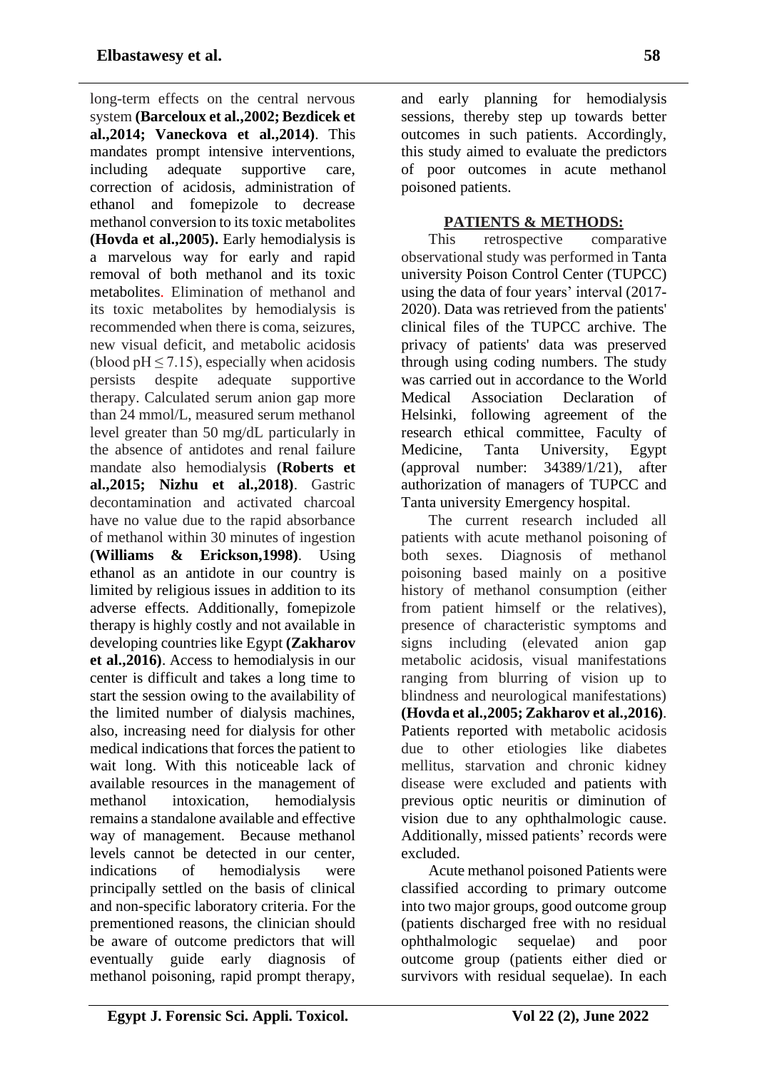long-term effects on the central nervous system **(Barceloux et al.,2002; Bezdicek et al.,2014; Vaneckova et al.,2014)**. This mandates prompt intensive interventions, including adequate supportive care, correction of acidosis, administration of ethanol and fomepizole to decrease methanol conversion to its toxic metabolites **(Hovda et al.,2005).** Early hemodialysis is a marvelous way for early and rapid removal of both methanol and its toxic metabolites. Elimination of methanol and its toxic metabolites by hemodialysis is recommended when there is coma, seizures, new visual deficit, and metabolic acidosis (blood pH $\leq 7.15$), especially when acidosis persists despite adequate supportive therapy. Calculated serum anion gap more than 24 mmol/L, measured serum methanol level greater than 50 mg/dL particularly in the absence of antidotes and renal failure mandate also hemodialysis **(Roberts et al.,2015; Nizhu et al.,2018)**. Gastric decontamination and activated charcoal have no value due to the rapid absorbance of methanol within 30 minutes of ingestion **(Williams & Erickson,1998)**. Using ethanol as an antidote in our country is limited by religious issues in addition to its adverse effects. Additionally, fomepizole therapy is highly costly and not available in developing countries like Egypt **(Zakharov et al.,2016)**. Access to hemodialysis in our center is difficult and takes a long time to start the session owing to the availability of the limited number of dialysis machines, also, increasing need for dialysis for other medical indications that forces the patient to wait long. With this noticeable lack of available resources in the management of methanol intoxication, hemodialysis remains a standalone available and effective way of management. Because methanol levels cannot be detected in our center, indications of hemodialysis were principally settled on the basis of clinical and non-specific laboratory criteria. For the prementioned reasons, the clinician should be aware of outcome predictors that will eventually guide early diagnosis of methanol poisoning, rapid prompt therapy, and early planning for hemodialysis sessions, thereby step up towards better outcomes in such patients. Accordingly, this study aimed to evaluate the predictors of poor outcomes in acute methanol poisoned patients.

## PATIENTS & METHODS:

This retrospective comparative observational study was performed in Tanta university Poison Control Center (TUPCC) using the data of four years' interval (2017-2020). Data was retrieved from the patients' clinical files of the TUPCC archive. The privacy of patients' data was preserved through using coding numbers. The study was carried out in accordance to the World Medical Association Declaration of Helsinki, following agreement of the research ethical committee, Faculty of Medicine, Tanta University, Egypt (approval number: 34389/1/21), after authorization of managers of TUPCC and Tanta university Emergency hospital.

The current research included all patients with acute methanol poisoning of both sexes. Diagnosis of methanol poisoning based mainly on a positive history of methanol consumption (either from patient himself or the relatives), presence of characteristic symptoms and signs including (elevated anion gap metabolic acidosis, visual manifestations ranging from blurring of vision up to blindness and neurological manifestations) **(Hovda et al.,2005; Zakharov et al.,2016)**. Patients reported with metabolic acidosis due to other etiologies like diabetes mellitus, starvation and chronic kidney disease were excluded and patients with previous optic neuritis or diminution of vision due to any ophthalmologic cause. Additionally, missed patients' records were excluded.

Acute methanol poisoned Patients were classified according to primary outcome into two major groups, good outcome group (patients discharged free with no residual ophthalmologic sequelae) and poor outcome group (patients either died or survivors with residual sequelae). In each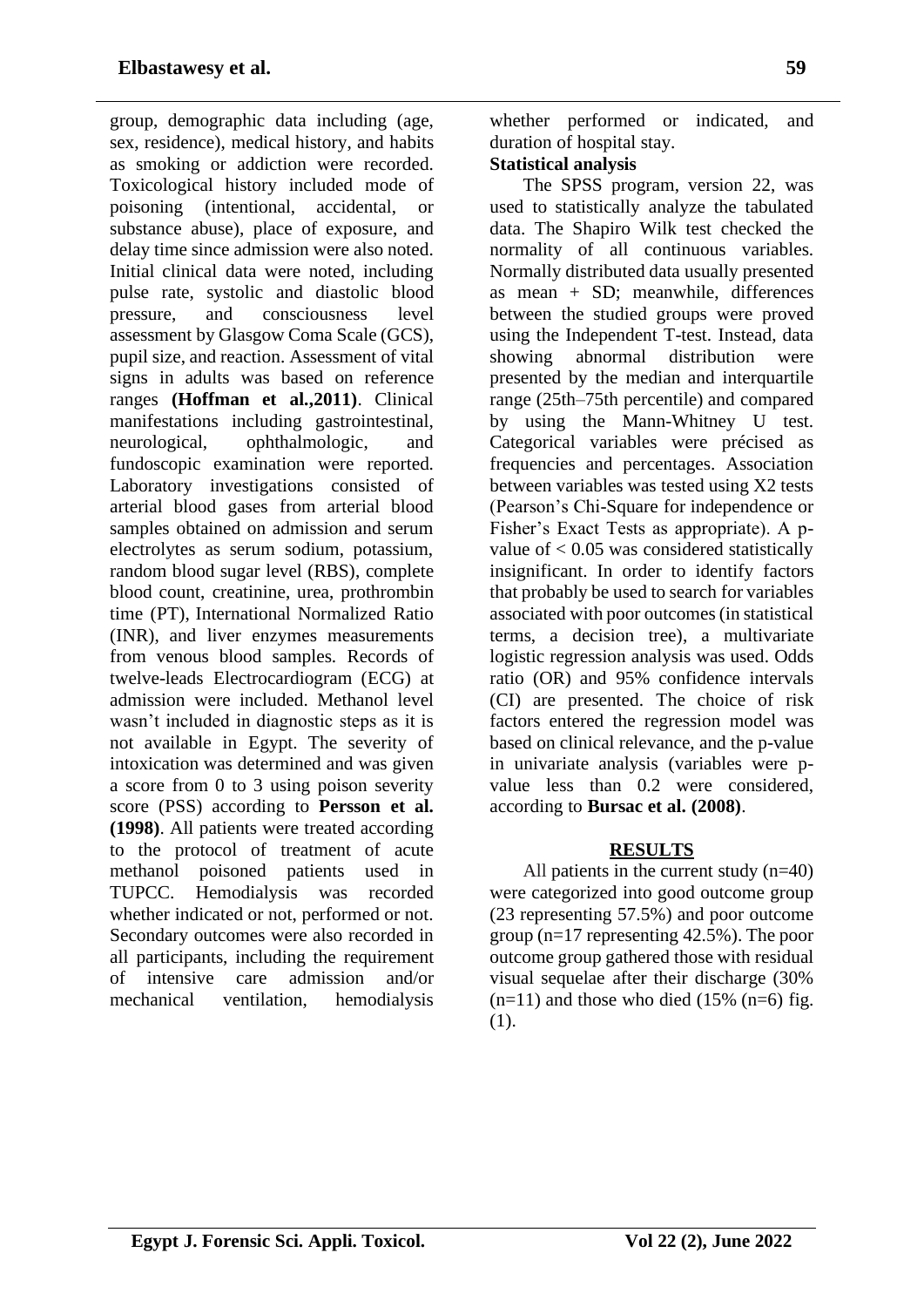group, demographic data including (age, sex, residence), medical history, and habits as smoking or addiction were recorded. Toxicological history included mode of poisoning (intentional, accidental, or substance abuse), place of exposure, and delay time since admission were also noted. Initial clinical data were noted, including pulse rate, systolic and diastolic blood pressure, and consciousness level assessment by Glasgow Coma Scale (GCS), pupil size, and reaction. Assessment of vital signs in adults was based on reference ranges **(Hoffman et al.,2011)**. Clinical manifestations including gastrointestinal, neurological, ophthalmologic, and fundoscopic examination were reported. Laboratory investigations consisted of arterial blood gases from arterial blood samples obtained on admission and serum electrolytes as serum sodium, potassium, random blood sugar level (RBS), complete blood count, creatinine, urea, prothrombin time (PT), International Normalized Ratio (INR), and liver enzymes measurements from venous blood samples. Records of twelve-leads Electrocardiogram (ECG) at admission were included. Methanol level wasn't included in diagnostic steps as it is not available in Egypt. The severity of intoxication was determined and was given a score from 0 to 3 using poison severity score (PSS) according to **Persson et al. (1998)**. All patients were treated according to the protocol of treatment of acute methanol poisoned patients used in TUPCC. Hemodialysis was recorded whether indicated or not, performed or not. Secondary outcomes were also recorded in all participants, including the requirement of intensive care admission and/or mechanical ventilation, hemodialysis whether performed or indicated, and duration of hospital stay.

**Statistical analysis**

The SPSS program, version 22, was used to statistically analyze the tabulated data. The Shapiro Wilk test checked the normality of all continuous variables. Normally distributed data usually presented as mean + SD; meanwhile, differences between the studied groups were proved using the Independent T-test. Instead, data showing abnormal distribution were presented by the median and interquartile range (25th–75th percentile) and compared by using the Mann-Whitney U test. Categorical variables were précised as frequencies and percentages. Association between variables was tested using X2 tests (Pearson's Chi-Square for independence or Fisher's Exact Tests as appropriate). A p-value of $< 0.05$ was considered statistically insignificant. In order to identify factors that probably be used to search for variables associated with poor outcomes (in statistical terms, a decision tree), a multivariate logistic regression analysis was used. Odds ratio (OR) and 95% confidence intervals (CI) are presented. The choice of risk factors entered the regression model was based on clinical relevance, and the p-value in univariate analysis (variables were p-value less than 0.2 were considered, according to **Bursac et al. (2008)**.

## RESULTS

All patients in the current study (n=40) were categorized into good outcome group (23 representing 57.5%) and poor outcome group (n=17 representing 42.5%). The poor outcome group gathered those with residual visual sequelae after their discharge (30% (n=11) and those who died (15% (n=6) fig. (1).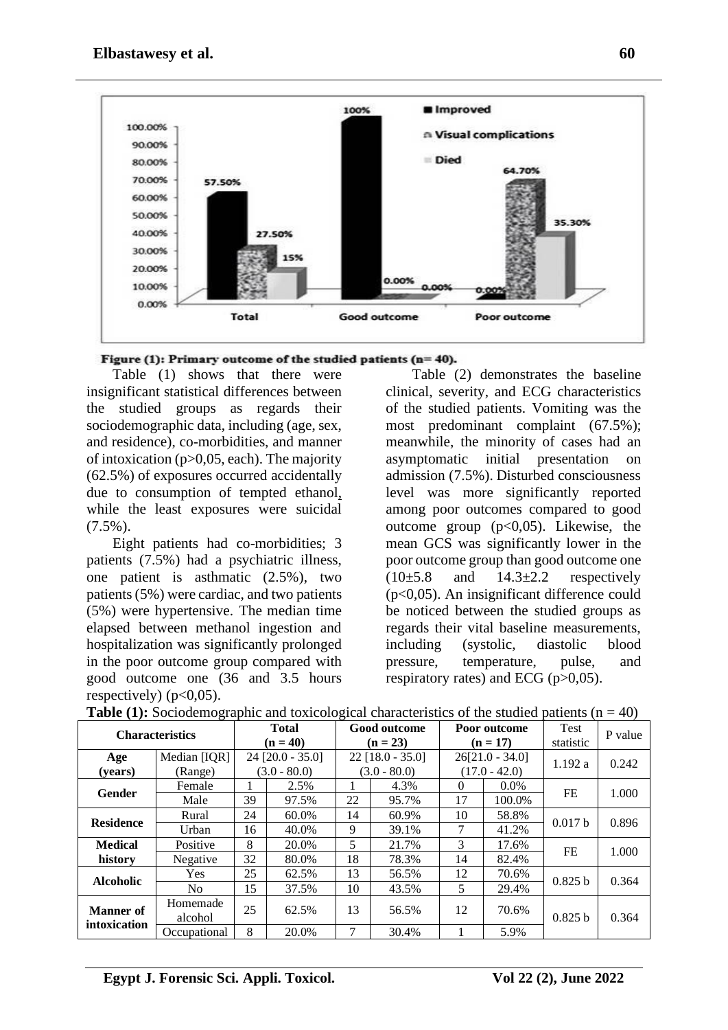**Figure (1): Primary outcome of the studied patients (n= 40).**

Table (1) shows that there were insignificant statistical differences between the studied groups as regards their sociodemographic data, including (age, sex, and residence), co-morbidities, and manner of intoxication (p>0,05, each). The majority (62.5%) of exposures occurred accidentally due to consumption of tempted ethanol, while the least exposures were suicidal (7.5%).

Eight patients had co-morbidities; 3 patients (7.5%) had a psychiatric illness, one patient is asthmatic (2.5%), two patients (5%) were cardiac, and two patients (5%) were hypertensive. The median time elapsed between methanol ingestion and hospitalization was significantly prolonged in the poor outcome group compared with good outcome one (36 and 3.5 hours respectively) (p<0,05).

Table (2) demonstrates the baseline clinical, severity, and ECG characteristics of the studied patients. Vomiting was the most predominant complaint (67.5%); meanwhile, the minority of cases had an asymptomatic initial presentation on admission (7.5%). Disturbed consciousness level was more significantly reported among poor outcomes compared to good outcome group (p<0,05). Likewise, the mean GCS was significantly lower in the poor outcome group than good outcome one (10±5.8 and 14.3±2.2 respectively (p<0,05). An insignificant difference could be noticed between the studied groups as regards their vital baseline measurements, including (systolic, diastolic blood pressure, temperature, pulse, and respiratory rates) and ECG (p>0,05).

**Table (1):** Sociodemographic and toxicological characteristics of the studied patients (n = 40)

| Characteristics | | Total (n = 40) | | Good outcome (n = 23) | | Poor outcome (n = 17) | | Test statistic | P value |
|---|---|---|---|---|---|---|---|---|---|
| **Age (years)** | Median [IQR] (Range) | 24 [20.0 - 35.0] (3.0 - 80.0) | | 22 [18.0 - 35.0] (3.0 - 80.0) | | 26[21.0 - 34.0] (17.0 - 42.0) | | 1.192 a | 0.242 |
| **Gender** | Female | 1 | 2.5% | 1 | 4.3% | 0 | 0.0% | FE | 1.000 |
| | Male | 39 | 97.5% | 22 | 95.7% | 17 | 100.0% | | |
| **Residence** | Rural | 24 | 60.0% | 14 | 60.9% | 10 | 58.8% | 0.017 b | 0.896 |
| | Urban | 16 | 40.0% | 9 | 39.1% | 7 | 41.2% | | |
| **Medical history** | Positive | 8 | 20.0% | 5 | 21.7% | 3 | 17.6% | FE | 1.000 |
| | Negative | 32 | 80.0% | 18 | 78.3% | 14 | 82.4% | | |
| **Alcoholic** | Yes | 25 | 62.5% | 13 | 56.5% | 12 | 70.6% | 0.825 b | 0.364 |
| | No | 15 | 37.5% | 10 | 43.5% | 5 | 29.4% | | |
| **Manner of intoxication** | Homemade alcohol | 25 | 62.5% | 13 | 56.5% | 12 | 70.6% | 0.825 b | 0.364 |
| | Occupational | 8 | 20.0% | 7 | 30.4% | 1 | 5.9% | | |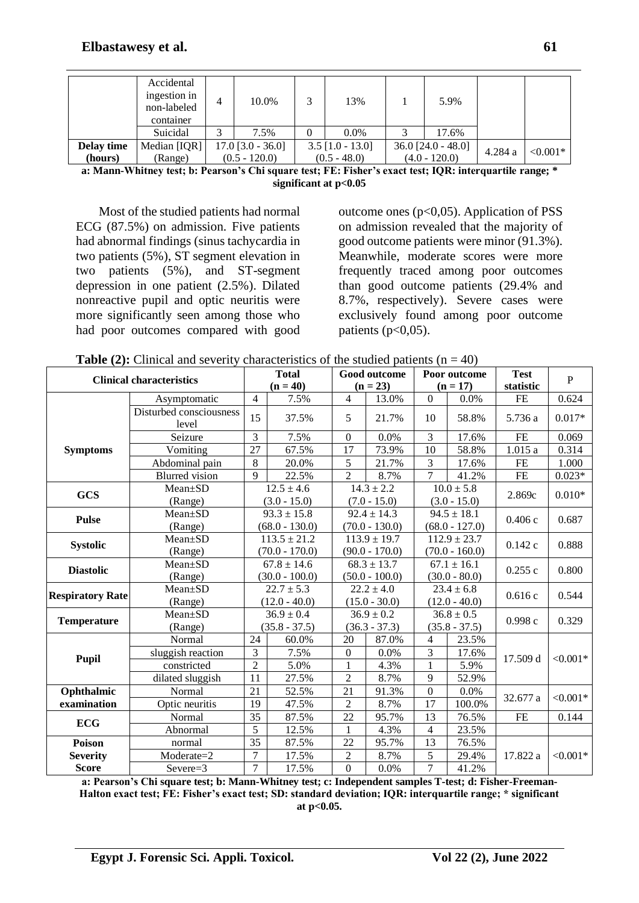| | Accidental ingestion in non-labeled container | 4 | 10.0% | 3 | 13% | 1 | 5.9% | | |
|---|---|---|---|---|---|---|---|---|---|
| | Suicidal | 3 | 7.5% | 0 | 0.0% | 3 | 17.6% | | |
| **Delay time (hours)** | Median [IQR] (Range) | 17.0 [3.0 - 36.0] (0.5 - 120.0) | | 3.5 [1.0 - 13.0] (0.5 - 48.0) | | 36.0 [24.0 - 48.0] (4.0 - 120.0) | | 4.284 a | <0.001* |

**a: Mann-Whitney test; b: Pearson's Chi square test; FE: Fisher's exact test; IQR: interquartile range; * significant at p<0.05**

Most of the studied patients had normal ECG (87.5%) on admission. Five patients had abnormal findings (sinus tachycardia in two patients (5%), ST segment elevation in two patients (5%), and ST-segment depression in one patient (2.5%). Dilated nonreactive pupil and optic neuritis were more significantly seen among those who had poor outcomes compared with good outcome ones (p<0,05). Application of PSS on admission revealed that the majority of good outcome patients were minor (91.3%). Meanwhile, moderate scores were more frequently traced among poor outcomes than good outcome patients (29.4% and 8.7%, respectively). Severe cases were exclusively found among poor outcome patients (p<0,05).

**Table (2):** Clinical and severity characteristics of the studied patients (n = 40)

| Clinical characteristics | | Total (n = 40) | | Good outcome (n = 23) | | Poor outcome (n = 17) | | Test statistic | P |
|---|---|---|---|---|---|---|---|---|---|
| **Symptoms** | Asymptomatic | 4 | 7.5% | 4 | 13.0% | 0 | 0.0% | FE | 0.624 |
| | Disturbed consciousness level | 15 | 37.5% | 5 | 21.7% | 10 | 58.8% | 5.736 a | 0.017* |
| | Seizure | 3 | 7.5% | 0 | 0.0% | 3 | 17.6% | FE | 0.069 |
| | Vomiting | 27 | 67.5% | 17 | 73.9% | 10 | 58.8% | 1.015 a | 0.314 |
| | Abdominal pain | 8 | 20.0% | 5 | 21.7% | 3 | 17.6% | FE | 1.000 |
| | Blurred vision | 9 | 22.5% | 2 | 8.7% | 7 | 41.2% | FE | 0.023* |
| **GCS** | Mean±SD (Range) | 12.5 ± 4.6 (3.0 - 15.0) | | 14.3 ± 2.2 (7.0 - 15.0) | | 10.0 ± 5.8 (3.0 - 15.0) | | 2.869c | 0.010* |
| **Pulse** | Mean±SD (Range) | 93.3 ± 15.8 (68.0 - 130.0) | | 92.4 ± 14.3 (70.0 - 130.0) | | 94.5 ± 18.1 (68.0 - 127.0) | | 0.406 c | 0.687 |
| **Systolic** | Mean±SD (Range) | 113.5 ± 21.2 (70.0 - 170.0) | | 113.9 ± 19.7 (90.0 - 170.0) | | 112.9 ± 23.7 (70.0 - 160.0) | | 0.142 c | 0.888 |
| **Diastolic** | Mean±SD (Range) | 67.8 ± 14.6 (30.0 - 100.0) | | 68.3 ± 13.7 (50.0 - 100.0) | | 67.1 ± 16.1 (30.0 - 80.0) | | 0.255 c | 0.800 |
| **Respiratory Rate** | Mean±SD (Range) | 22.7 ± 5.3 (12.0 - 40.0) | | 22.2 ± 4.0 (15.0 - 30.0) | | 23.4 ± 6.8 (12.0 - 40.0) | | 0.616 c | 0.544 |
| **Temperature** | Mean±SD (Range) | 36.9 ± 0.4 (35.8 - 37.5) | | 36.9 ± 0.2 (36.3 - 37.3) | | 36.8 ± 0.5 (35.8 - 37.5) | | 0.998 c | 0.329 |
| **Pupil** | Normal | 24 | 60.0% | 20 | 87.0% | 4 | 23.5% | 17.509 d | <0.001* |
| | sluggish reaction | 3 | 7.5% | 0 | 0.0% | 3 | 17.6% | | |
| | constricted | 2 | 5.0% | 1 | 4.3% | 1 | 5.9% | | |
| | dilated sluggish | 11 | 27.5% | 2 | 8.7% | 9 | 52.9% | | |
| **Ophthalmic examination** | Normal | 21 | 52.5% | 21 | 91.3% | 0 | 0.0% | 32.677 a | <0.001* |
| | Optic neuritis | 19 | 47.5% | 2 | 8.7% | 17 | 100.0% | | |
| **ECG** | Normal | 35 | 87.5% | 22 | 95.7% | 13 | 76.5% | FE | 0.144 |
| | Abnormal | 5 | 12.5% | 1 | 4.3% | 4 | 23.5% | | |
| **Poison Severity Score** | normal | 35 | 87.5% | 22 | 95.7% | 13 | 76.5% | 17.822 a | <0.001* |
| | Moderate=2 | 7 | 17.5% | 2 | 8.7% | 5 | 29.4% | | |
| | Severe=3 | 7 | 17.5% | 0 | 0.0% | 7 | 41.2% | | |

**a: Pearson's Chi square test; b: Mann-Whitney test; c: Independent samples T-test; d: Fisher-Freeman-Halton exact test; FE: Fisher's exact test; SD: standard deviation; IQR: interquartile range; * significant at p<0.05.**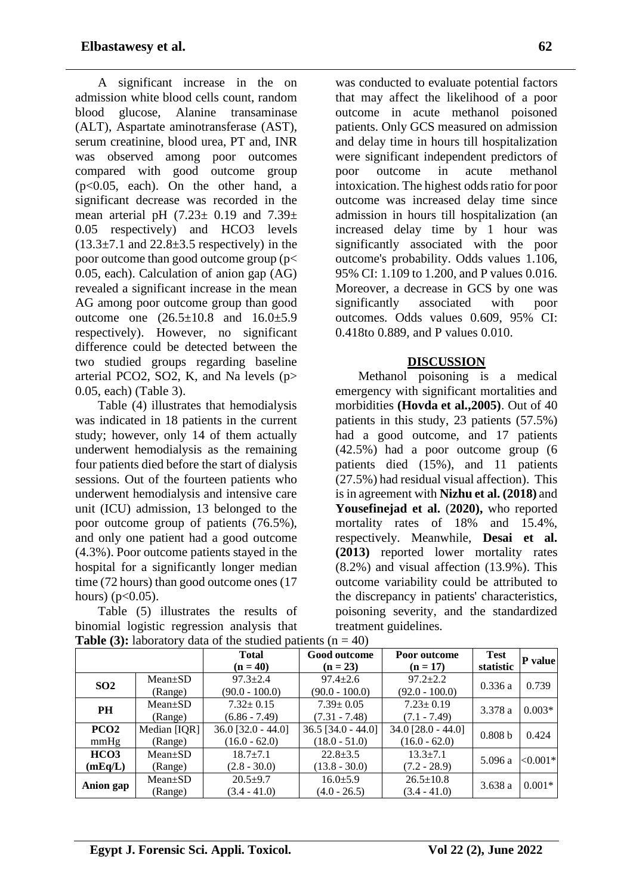A significant increase in the on admission white blood cells count, random blood glucose, Alanine transaminase (ALT), Aspartate aminotransferase (AST), serum creatinine, blood urea, PT and, INR was observed among poor outcomes compared with good outcome group ($p<0.05$, each). On the other hand, a significant decrease was recorded in the mean arterial pH (7.23± 0.19 and 7.39± 0.05 respectively) and HCO3 levels (13.3±7.1 and 22.8±3.5 respectively) in the poor outcome than good outcome group ($p< 0.05$, each). Calculation of anion gap (AG) revealed a significant increase in the mean AG among poor outcome group than good outcome one (26.5±10.8 and 16.0±5.9 respectively). However, no significant difference could be detected between the two studied groups regarding baseline arterial PCO2, SO2, K, and Na levels ($p> 0.05$, each) (Table 3).

Table (4) illustrates that hemodialysis was indicated in 18 patients in the current study; however, only 14 of them actually underwent hemodialysis as the remaining four patients died before the start of dialysis sessions. Out of the fourteen patients who underwent hemodialysis and intensive care unit (ICU) admission, 13 belonged to the poor outcome group of patients (76.5%), and only one patient had a good outcome (4.3%). Poor outcome patients stayed in the hospital for a significantly longer median time (72 hours) than good outcome ones (17 hours) ($p<0.05$).

Table (5) illustrates the results of binomial logistic regression analysis that was conducted to evaluate potential factors that may affect the likelihood of a poor outcome in acute methanol poisoned patients. Only GCS measured on admission and delay time in hours till hospitalization were significant independent predictors of poor outcome in acute methanol intoxication. The highest odds ratio for poor outcome was increased delay time since admission in hours till hospitalization (an increased delay time by 1 hour was significantly associated with the poor outcome's probability. Odds values 1.106, 95% CI: 1.109 to 1.200, and P values 0.016. Moreover, a decrease in GCS by one was significantly associated with poor outcomes. Odds values 0.609, 95% CI: 0.418to 0.889, and P values 0.010.

## DISCUSSION

Methanol poisoning is a medical emergency with significant mortalities and morbidities **(Hovda et al.,2005)**. Out of 40 patients in this study, 23 patients (57.5%) had a good outcome, and 17 patients (42.5%) had a poor outcome group (6 patients died (15%), and 11 patients (27.5%) had residual visual affection). This is in agreement with **Nizhu et al. (2018)** and **Yousefinejad et al. (2020),** who reported mortality rates of 18% and 15.4%, respectively. Meanwhile, **Desai et al. (2013)** reported lower mortality rates (8.2%) and visual affection (13.9%). This outcome variability could be attributed to the discrepancy in patients' characteristics, poisoning severity, and the standardized treatment guidelines.

**Table (3):** laboratory data of the studied patients (n = 40)

| | | Total (n = 40) | Good outcome (n = 23) | Poor outcome (n = 17) | Test statistic | P value |
|---|---|---|---|---|---|---|
| **SO2** | Mean±SD (Range) | 97.3±2.4 (90.0 - 100.0) | 97.4±2.6 (90.0 - 100.0) | 97.2±2.2 (92.0 - 100.0) | 0.336 a | 0.739 |
| **PH** | Mean±SD (Range) | 7.32± 0.15 (6.86 - 7.49) | 7.39± 0.05 (7.31 - 7.48) | 7.23± 0.19 (7.1 - 7.49) | 3.378 a | 0.003* |
| **PCO2** mmHg | Median [IQR] (Range) | 36.0 [32.0 - 44.0] (16.0 - 62.0) | 36.5 [34.0 - 44.0] (18.0 - 51.0) | 34.0 [28.0 - 44.0] (16.0 - 62.0) | 0.808 b | 0.424 |
| **HCO3 (mEq/L)** | Mean±SD (Range) | 18.7±7.1 (2.8 - 30.0) | 22.8±3.5 (13.8 - 30.0) | 13.3±7.1 (7.2 - 28.9) | 5.096 a | <0.001* |
| **Anion gap** | Mean±SD (Range) | 20.5±9.7 (3.4 - 41.0) | 16.0±5.9 (4.0 - 26.5) | 26.5±10.8 (3.4 - 41.0) | 3.638 a | 0.001* |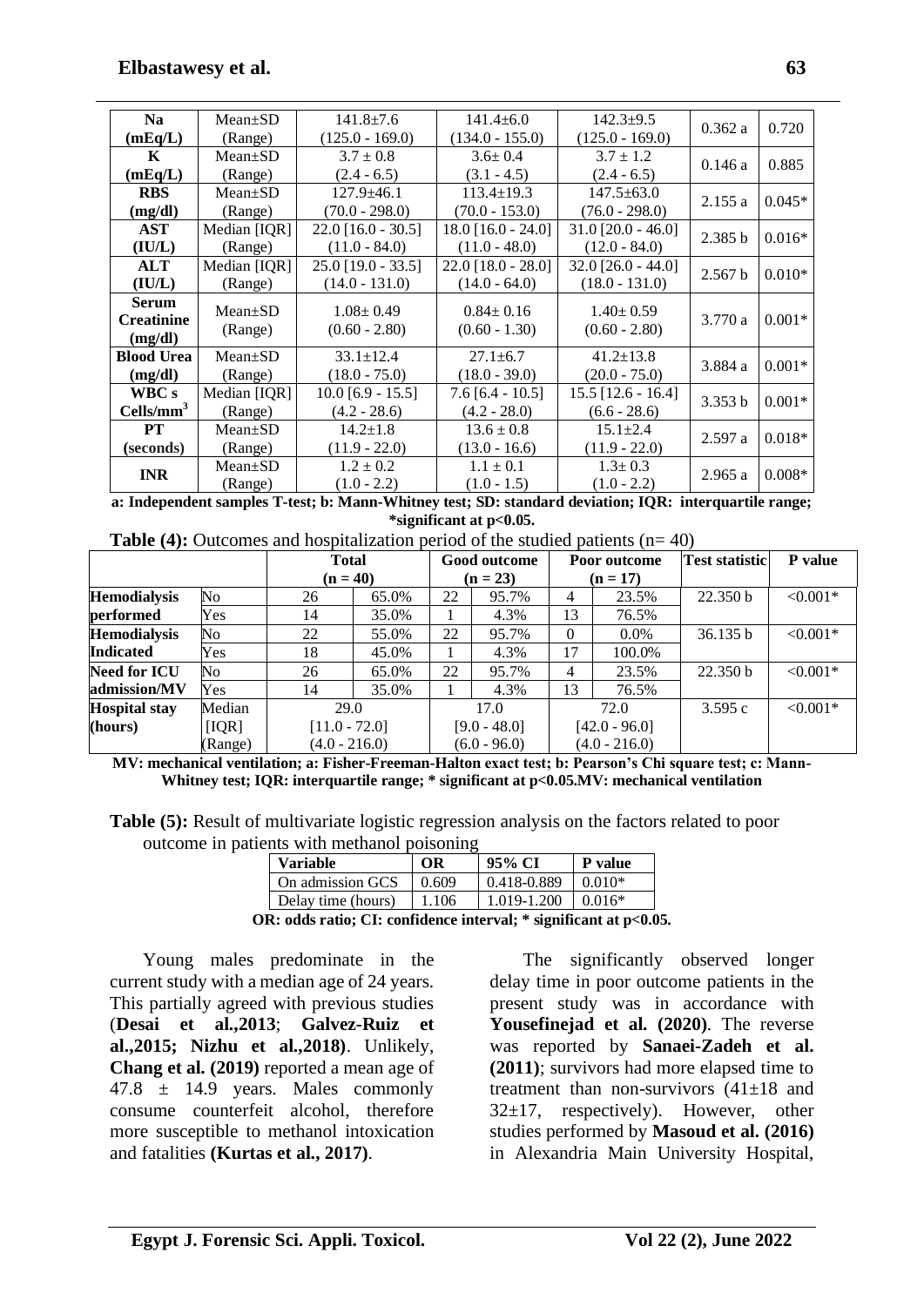| | | | | | | |
|---|---|---|---|---|---|---|
| **Na (mEq/L)** | Mean±SD (Range) | 141.8±7.6 (125.0 - 169.0) | 141.4±6.0 (134.0 - 155.0) | 142.3±9.5 (125.0 - 169.0) | 0.362 a | 0.720 |
| **K (mEq/L)** | Mean±SD (Range) | 3.7 ± 0.8 (2.4 - 6.5) | 3.6± 0.4 (3.1 - 4.5) | 3.7 ± 1.2 (2.4 - 6.5) | 0.146 a | 0.885 |
| **RBS (mg/dl)** | Mean±SD (Range) | 127.9±46.1 (70.0 - 298.0) | 113.4±19.3 (70.0 - 153.0) | 147.5±63.0 (76.0 - 298.0) | 2.155 a | 0.045* |
| **AST (IU/L)** | Median [IQR] (Range) | 22.0 [16.0 - 30.5] (11.0 - 84.0) | 18.0 [16.0 - 24.0] (11.0 - 48.0) | 31.0 [20.0 - 46.0] (12.0 - 84.0) | 2.385 b | 0.016* |
| **ALT (IU/L)** | Median [IQR] (Range) | 25.0 [19.0 - 33.5] (14.0 - 131.0) | 22.0 [18.0 - 28.0] (14.0 - 64.0) | 32.0 [26.0 - 44.0] (18.0 - 131.0) | 2.567 b | 0.010* |
| **Serum Creatinine (mg/dl)** | Mean±SD (Range) | 1.08± 0.49 (0.60 - 2.80) | 0.84± 0.16 (0.60 - 1.30) | 1.40± 0.59 (0.60 - 2.80) | 3.770 a | 0.001* |
| **Blood Urea (mg/dl)** | Mean±SD (Range) | 33.1±12.4 (18.0 - 75.0) | 27.1±6.7 (18.0 - 39.0) | 41.2±13.8 (20.0 - 75.0) | 3.884 a | 0.001* |
| **WBC s Cells/mm$^3$** | Median [IQR] (Range) | 10.0 [6.9 - 15.5] (4.2 - 28.6) | 7.6 [6.4 - 10.5] (4.2 - 28.0) | 15.5 [12.6 - 16.4] (6.6 - 28.6) | 3.353 b | 0.001* |
| **PT (seconds)** | Mean±SD (Range) | 14.2±1.8 (11.9 - 22.0) | 13.6 ± 0.8 (13.0 - 16.6) | 15.1±2.4 (11.9 - 22.0) | 2.597 a | 0.018* |
| **INR** | Mean±SD (Range) | 1.2 ± 0.2 (1.0 - 2.2) | 1.1 ± 0.1 (1.0 - 1.5) | 1.3± 0.3 (1.0 - 2.2) | 2.965 a | 0.008* |

**a: Independent samples T-test; b: Mann-Whitney test; SD: standard deviation; IQR: interquartile range; \*significant at p<0.05.**

**Table (4):** Outcomes and hospitalization period of the studied patients (n= 40)

| | | **Total (n = 40)** | | **Good outcome (n = 23)** | | **Poor outcome (n = 17)** | | **Test statistic** | **P value** |
|---|---|---|---|---|---|---|---|---|---|
| **Hemodialysis performed** | No | 26 | 65.0% | 22 | 95.7% | 4 | 23.5% | 22.350 b | <0.001* |
| | Yes | 14 | 35.0% | 1 | 4.3% | 13 | 76.5% | | |
| **Hemodialysis Indicated** | No | 22 | 55.0% | 22 | 95.7% | 0 | 0.0% | 36.135 b | <0.001* |
| | Yes | 18 | 45.0% | 1 | 4.3% | 17 | 100.0% | | |
| **Need for ICU admission/MV** | No | 26 | 65.0% | 22 | 95.7% | 4 | 23.5% | 22.350 b | <0.001* |
| | Yes | 14 | 35.0% | 1 | 4.3% | 13 | 76.5% | | |
| **Hospital stay (hours)** | Median [IQR] (Range) | 29.0 [11.0 - 72.0] (4.0 - 216.0) | | 17.0 [9.0 - 48.0] (6.0 - 96.0) | | 72.0 [42.0 - 96.0] (4.0 - 216.0) | | 3.595 c | <0.001* |

**MV: mechanical ventilation; a: Fisher-Freeman-Halton exact test; b: Pearson's Chi square test; c: Mann-Whitney test; IQR: interquartile range; \* significant at p<0.05.MV: mechanical ventilation**

**Table (5):** Result of multivariate logistic regression analysis on the factors related to poor outcome in patients with methanol poisoning

| **Variable** | **OR** | **95% CI** | **P value** |
|---|---|---|---|
| On admission GCS | 0.609 | 0.418-0.889 | 0.010* |
| Delay time (hours) | 1.106 | 1.019-1.200 | 0.016* |

**OR: odds ratio; CI: confidence interval; \* significant at p<0.05.**

Young males predominate in the current study with a median age of 24 years. This partially agreed with previous studies (**Desai et al.,2013**; **Galvez-Ruiz et al.,2015; Nizhu et al.,2018**). Unlikely, **Chang et al. (2019)** reported a mean age of 47.8 ± 14.9 years. Males commonly consume counterfeit alcohol, therefore more susceptible to methanol intoxication and fatalities **(Kurtas et al., 2017)**.

The significantly observed longer delay time in poor outcome patients in the present study was in accordance with **Yousefinejad et al. (2020)**. The reverse was reported by **Sanaei-Zadeh et al. (2011)**; survivors had more elapsed time to treatment than non-survivors (41±18 and 32±17, respectively). However, other studies performed by **Masoud et al. (2016)** in Alexandria Main University Hospital,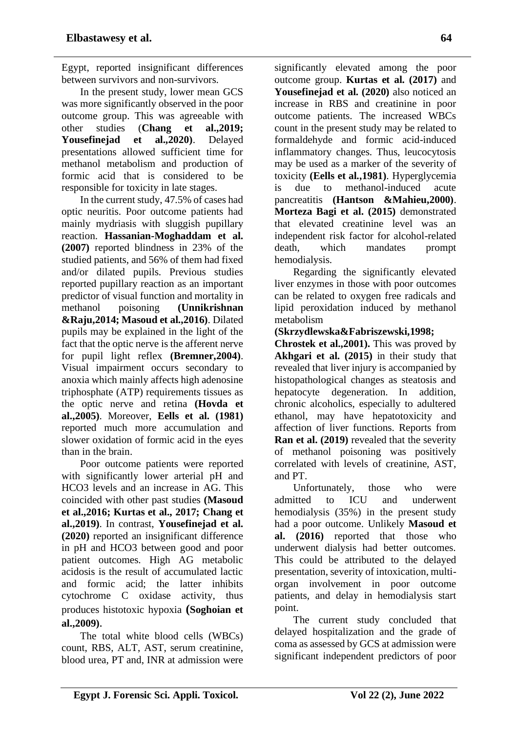Egypt, reported insignificant differences between survivors and non-survivors.

In the present study, lower mean GCS was more significantly observed in the poor outcome group. This was agreeable with other studies (**Chang et al.,2019; Yousefinejad et al.,2020**). Delayed presentations allowed sufficient time for methanol metabolism and production of formic acid that is considered to be responsible for toxicity in late stages.

In the current study, 47.5% of cases had optic neuritis. Poor outcome patients had mainly mydriasis with sluggish pupillary reaction. **Hassanian-Moghaddam et al. (2007)** reported blindness in 23% of the studied patients, and 56% of them had fixed and/or dilated pupils. Previous studies reported pupillary reaction as an important predictor of visual function and mortality in methanol poisoning **(Unnikrishnan &Raju,2014; Masoud et al.,2016)**. Dilated pupils may be explained in the light of the fact that the optic nerve is the afferent nerve for pupil light reflex **(Bremner,2004)**. Visual impairment occurs secondary to anoxia which mainly affects high adenosine triphosphate (ATP) requirements tissues as the optic nerve and retina **(Hovda et al.,2005)**. Moreover, **Eells et al. (1981)** reported much more accumulation and slower oxidation of formic acid in the eyes than in the brain.

Poor outcome patients were reported with significantly lower arterial pH and HCO3 levels and an increase in AG. This coincided with other past studies **(Masoud et al.,2016; Kurtas et al., 2017; Chang et al.,2019)**. In contrast, **Yousefinejad et al. (2020)** reported an insignificant difference in pH and HCO3 between good and poor patient outcomes. High AG metabolic acidosis is the result of accumulated lactic and formic acid; the latter inhibits cytochrome C oxidase activity, thus produces histotoxic hypoxia **(Soghoian et al.,2009)**.

The total white blood cells (WBCs) count, RBS, ALT, AST, serum creatinine, blood urea, PT and, INR at admission were significantly elevated among the poor outcome group. **Kurtas et al. (2017)** and **Yousefinejad et al. (2020)** also noticed an increase in RBS and creatinine in poor outcome patients. The increased WBCs count in the present study may be related to formaldehyde and formic acid-induced inflammatory changes. Thus, leucocytosis may be used as a marker of the severity of toxicity **(Eells et al.,1981)**. Hyperglycemia is due to methanol-induced acute pancreatitis **(Hantson &Mahieu,2000)**. **Morteza Bagi et al. (2015)** demonstrated that elevated creatinine level was an independent risk factor for alcohol-related death, which mandates prompt hemodialysis.

Regarding the significantly elevated liver enzymes in those with poor outcomes can be related to oxygen free radicals and lipid peroxidation induced by methanol metabolism **(Skrzydlewska&Fabriszewski,1998; Chrostek et al.,2001).** This was proved by **Akhgari et al. (2015)** in their study that revealed that liver injury is accompanied by histopathological changes as steatosis and hepatocyte degeneration. In addition, chronic alcoholics, especially to adultered ethanol, may have hepatotoxicity and affection of liver functions. Reports from **Ran et al. (2019)** revealed that the severity of methanol poisoning was positively correlated with levels of creatinine, AST, and PT.

Unfortunately, those who were admitted to ICU and underwent hemodialysis (35%) in the present study had a poor outcome. Unlikely **Masoud et al. (2016)** reported that those who underwent dialysis had better outcomes. This could be attributed to the delayed presentation, severity of intoxication, multi-organ involvement in poor outcome patients, and delay in hemodialysis start point.

The current study concluded that delayed hospitalization and the grade of coma as assessed by GCS at admission were significant independent predictors of poor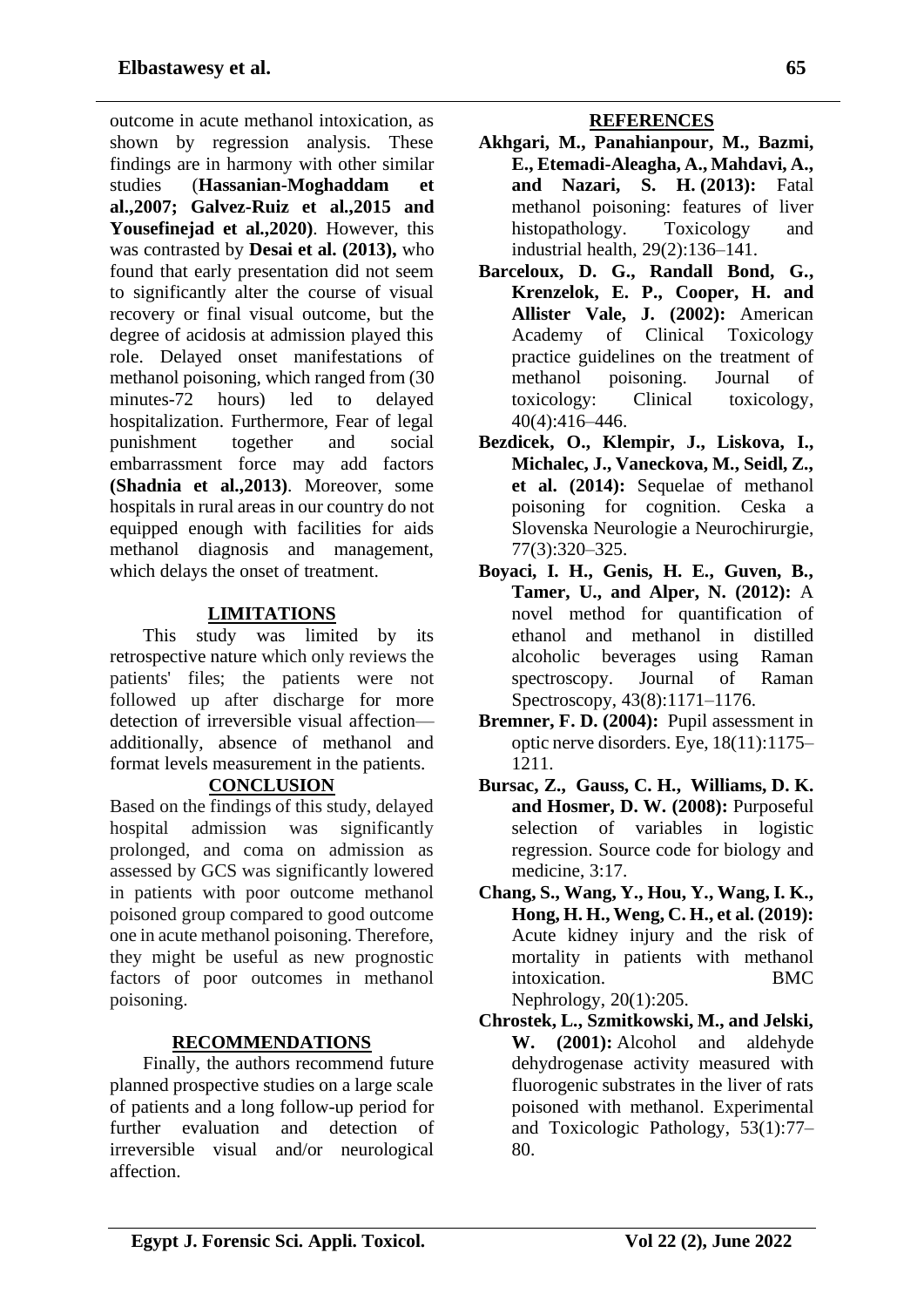outcome in acute methanol intoxication, as shown by regression analysis. These findings are in harmony with other similar studies (**Hassanian-Moghaddam et al.,2007; Galvez-Ruiz et al.,2015 and Yousefinejad et al.,2020**). However, this was contrasted by **Desai et al. (2013),** who found that early presentation did not seem to significantly alter the course of visual recovery or final visual outcome, but the degree of acidosis at admission played this role. Delayed onset manifestations of methanol poisoning, which ranged from (30 minutes-72 hours) led to delayed hospitalization. Furthermore, Fear of legal punishment together and social embarrassment force may add factors **(Shadnia et al.,2013)**. Moreover, some hospitals in rural areas in our country do not equipped enough with facilities for aids methanol diagnosis and management, which delays the onset of treatment.

## LIMITATIONS

This study was limited by its retrospective nature which only reviews the patients' files; the patients were not followed up after discharge for more detection of irreversible visual affection—additionally, absence of methanol and format levels measurement in the patients.

## CONCLUSION

Based on the findings of this study, delayed hospital admission was significantly prolonged, and coma on admission as assessed by GCS was significantly lowered in patients with poor outcome methanol poisoned group compared to good outcome one in acute methanol poisoning. Therefore, they might be useful as new prognostic factors of poor outcomes in methanol poisoning.

## RECOMMENDATIONS

Finally, the authors recommend future planned prospective studies on a large scale of patients and a long follow-up period for further evaluation and detection of irreversible visual and/or neurological affection.

## REFERENCES

**Akhgari, M., Panahianpour, M., Bazmi, E., Etemadi-Aleagha, A., Mahdavi, A., and Nazari, S. H. (2013):** Fatal methanol poisoning: features of liver histopathology. Toxicology and industrial health, 29(2):136–141.

**Barceloux, D. G., Randall Bond, G., Krenzelok, E. P., Cooper, H. and Allister Vale, J. (2002):** American Academy of Clinical Toxicology practice guidelines on the treatment of methanol poisoning. Journal of toxicology: Clinical toxicology, 40(4):416–446.

**Bezdicek, O., Klempir, J., Liskova, I., Michalec, J., Vaneckova, M., Seidl, Z., et al. (2014):** Sequelae of methanol poisoning for cognition. Ceska a Slovenska Neurologie a Neurochirurgie, 77(3):320–325.

**Boyaci, I. H., Genis, H. E., Guven, B., Tamer, U., and Alper, N. (2012):** A novel method for quantification of ethanol and methanol in distilled alcoholic beverages using Raman spectroscopy. Journal of Raman Spectroscopy, 43(8):1171–1176.

**Bremner, F. D. (2004):** Pupil assessment in optic nerve disorders. Eye, 18(11):1175–1211.

**Bursac, Z., Gauss, C. H., Williams, D. K. and Hosmer, D. W. (2008):** Purposeful selection of variables in logistic regression. Source code for biology and medicine, 3:17.

**Chang, S., Wang, Y., Hou, Y., Wang, I. K., Hong, H. H., Weng, C. H., et al. (2019):** Acute kidney injury and the risk of mortality in patients with methanol intoxication. BMC Nephrology, 20(1):205.

**Chrostek, L., Szmitkowski, M., and Jelski, W. (2001):** Alcohol and aldehyde dehydrogenase activity measured with fluorogenic substrates in the liver of rats poisoned with methanol. Experimental and Toxicologic Pathology, 53(1):77–80.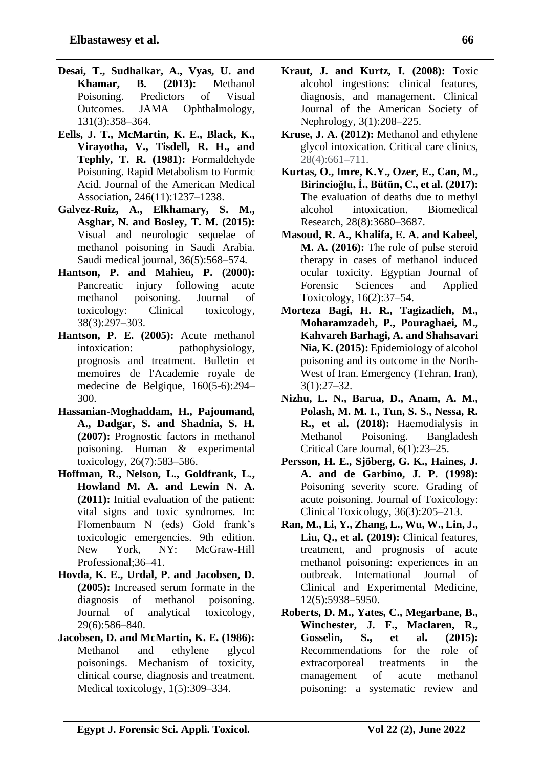**Desai, T., Sudhalkar, A., Vyas, U. and Khamar, B. (2013):** Methanol Poisoning. Predictors of Visual Outcomes. JAMA Ophthalmology, 131(3):358–364.

**Eells, J. T., McMartin, K. E., Black, K., Virayotha, V., Tisdell, R. H., and Tephly, T. R. (1981):** Formaldehyde Poisoning. Rapid Metabolism to Formic Acid. Journal of the American Medical Association, 246(11):1237–1238.

**Galvez-Ruiz, A., Elkhamary, S. M., Asghar, N. and Bosley, T. M. (2015):** Visual and neurologic sequelae of methanol poisoning in Saudi Arabia. Saudi medical journal, 36(5):568–574.

**Hantson, P. and Mahieu, P. (2000):** Pancreatic injury following acute methanol poisoning. Journal of toxicology: Clinical toxicology, 38(3):297–303.

**Hantson, P. E. (2005):** Acute methanol intoxication: pathophysiology, prognosis and treatment. Bulletin et memoires de l'Academie royale de medecine de Belgique, 160(5-6):294–300.

**Hassanian-Moghaddam, H., Pajoumand, A., Dadgar, S. and Shadnia, S. H. (2007):** Prognostic factors in methanol poisoning. Human & experimental toxicology, 26(7):583–586.

**Hoffman, R., Nelson, L., Goldfrank, L., Howland M. A. and Lewin N. A. (2011):** Initial evaluation of the patient: vital signs and toxic syndromes. In: Flomenbaum N (eds) Gold frank's toxicologic emergencies. 9th edition. New York, NY: McGraw-Hill Professional;36–41.

**Hovda, K. E., Urdal, P. and Jacobsen, D. (2005):** Increased serum formate in the diagnosis of methanol poisoning. Journal of analytical toxicology, 29(6):586–840.

**Jacobsen, D. and McMartin, K. E. (1986):** Methanol and ethylene glycol poisonings. Mechanism of toxicity, clinical course, diagnosis and treatment. Medical toxicology, 1(5):309–334.

**Kraut, J. and Kurtz, I. (2008):** Toxic alcohol ingestions: clinical features, diagnosis, and management. Clinical Journal of the American Society of Nephrology, 3(1):208–225.

**Kruse, J. A. (2012):** Methanol and ethylene glycol intoxication. Critical care clinics, 28(4):661–711.

**Kurtas, O., Imre, K.Y., Ozer, E., Can, M., Birincioğlu, İ., Bütün, C., et al. (2017):** The evaluation of deaths due to methyl alcohol intoxication. Biomedical Research, 28(8):3680–3687.

**Masoud, R. A., Khalifa, E. A. and Kabeel, M. A. (2016):** The role of pulse steroid therapy in cases of methanol induced ocular toxicity. Egyptian Journal of Forensic Sciences and Applied Toxicology, 16(2):37–54.

**Morteza Bagi, H. R., Tagizadieh, M., Moharamzadeh, P., Pouraghaei, M., Kahvareh Barhagi, A. and Shahsavari Nia, K. (2015):** Epidemiology of alcohol poisoning and its outcome in the North-West of Iran. Emergency (Tehran, Iran), 3(1):27–32.

**Nizhu, L. N., Barua, D., Anam, A. M., Polash, M. M. I., Tun, S. S., Nessa, R. R., et al. (2018):** Haemodialysis in Methanol Poisoning. Bangladesh Critical Care Journal, 6(1):23–25.

**Persson, H. E., Sjöberg, G. K., Haines, J. A. and de Garbino, J. P. (1998):** Poisoning severity score. Grading of acute poisoning. Journal of Toxicology: Clinical Toxicology, 36(3):205–213.

**Ran, M., Li, Y., Zhang, L., Wu, W., Lin, J., Liu, Q., et al. (2019):** Clinical features, treatment, and prognosis of acute methanol poisoning: experiences in an outbreak. International Journal of Clinical and Experimental Medicine, 12(5):5938–5950.

**Roberts, D. M., Yates, C., Megarbane, B., Winchester, J. F., Maclaren, R., Gosselin, S., et al. (2015):** Recommendations for the role of extracorporeal treatments in the management of acute methanol poisoning: a systematic review and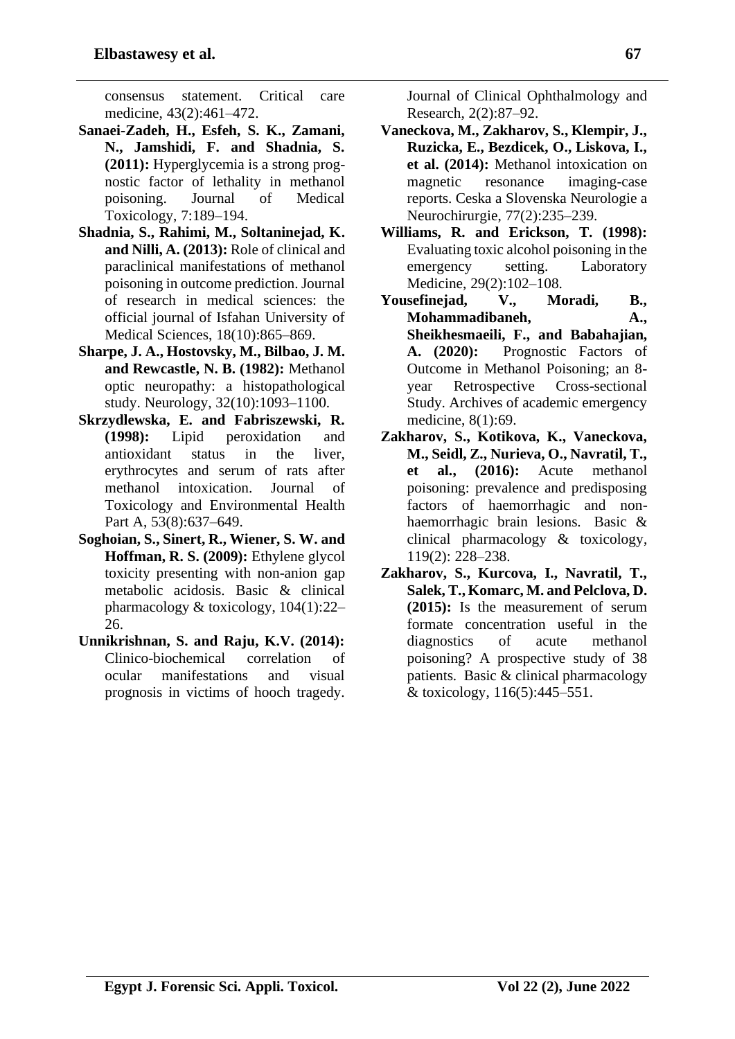consensus statement. Critical care medicine, 43(2):461–472.

**Sanaei-Zadeh, H., Esfeh, S. K., Zamani, N., Jamshidi, F. and Shadnia, S. (2011):** Hyperglycemia is a strong prognostic factor of lethality in methanol poisoning. Journal of Medical Toxicology, 7:189–194.

**Shadnia, S., Rahimi, M., Soltaninejad, K. and Nilli, A. (2013):** Role of clinical and paraclinical manifestations of methanol poisoning in outcome prediction. Journal of research in medical sciences: the official journal of Isfahan University of Medical Sciences, 18(10):865–869.

**Sharpe, J. A., Hostovsky, M., Bilbao, J. M. and Rewcastle, N. B. (1982):** Methanol optic neuropathy: a histopathological study. Neurology, 32(10):1093–1100.

**Skrzydlewska, E. and Fabriszewski, R. (1998):** Lipid peroxidation and antioxidant status in the liver, erythrocytes and serum of rats after methanol intoxication. Journal of Toxicology and Environmental Health Part A, 53(8):637–649.

**Soghoian, S., Sinert, R., Wiener, S. W. and Hoffman, R. S. (2009):** Ethylene glycol toxicity presenting with non-anion gap metabolic acidosis. Basic & clinical pharmacology & toxicology, 104(1):22–26.

**Unnikrishnan, S. and Raju, K.V. (2014):** Clinico-biochemical correlation of ocular manifestations and visual prognosis in victims of hooch tragedy. Journal of Clinical Ophthalmology and Research, 2(2):87–92.

**Vaneckova, M., Zakharov, S., Klempir, J., Ruzicka, E., Bezdicek, O., Liskova, I., et al. (2014):** Methanol intoxication on magnetic resonance imaging-case reports. Ceska a Slovenska Neurologie a Neurochirurgie, 77(2):235–239.

**Williams, R. and Erickson, T. (1998):** Evaluating toxic alcohol poisoning in the emergency setting. Laboratory Medicine, 29(2):102–108.

**Yousefinejad, V., Moradi, B., Mohammadibaneh, A., Sheikhesmaeili, F., and Babahajian, A. (2020):** Prognostic Factors of Outcome in Methanol Poisoning; an 8-year Retrospective Cross-sectional Study. Archives of academic emergency medicine, 8(1):69.

**Zakharov, S., Kotikova, K., Vaneckova, M., Seidl, Z., Nurieva, O., Navratil, T., et al., (2016):** Acute methanol poisoning: prevalence and predisposing factors of haemorrhagic and non-haemorrhagic brain lesions. Basic & clinical pharmacology & toxicology, 119(2): 228–238.

**Zakharov, S., Kurcova, I., Navratil, T., Salek, T., Komarc, M. and Pelclova, D. (2015):** Is the measurement of serum formate concentration useful in the diagnostics of acute methanol poisoning? A prospective study of 38 patients. Basic & clinical pharmacology & toxicology, 116(5):445–551.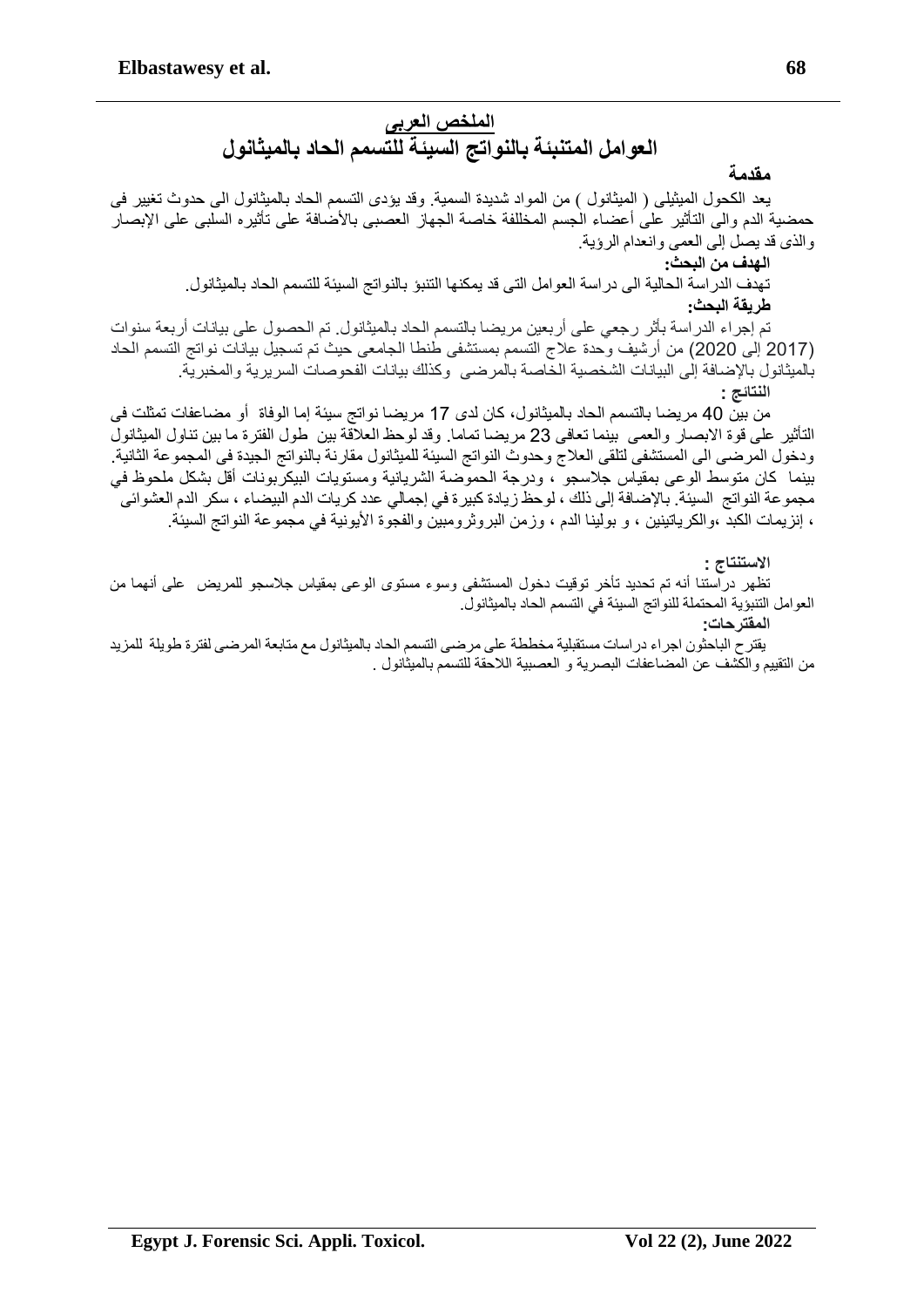## الملخص العربى

# العوامل المتنبئة بالنواتج السيئة للتسمم الحاد بالميثانول

### مقدمة

يعد الكحول الميثيلى ( الميثانول ) من المواد شديدة السمية. وقد يؤدى التسمم الحاد بالميثانول الى حدوث تغيير فى حمضية الدم والى التأثير على أعضاء الجسم المخلفة خاصة الجهاز العصبى بالأضافة على تأثيره السلبى على الإبصار والذى قد يصل إلى العمى وانعدام الرؤية.

### الهدف من البحث:

تهدف الدراسة الحالية الى دراسة العوامل التى قد يمكنها التنبؤ بالنواتج السيئة للتسمم الحاد بالميثانول.

### طريقة البحث:

تم إجراء الدراسة بأثر رجعي على أربعين مريضا بالتسمم الحاد بالميثانول. تم الحصول على بيانات أربعة سنوات (2017 إلى 2020) من أرشيف وحدة علاج التسمم بمستشفى طنطا الجامعى حيث تم تسجيل بيانات نواتج التسمم الحاد بالميثانول بالإضافة إلى البيانات الشخصية الخاصة بالمرضى وكذلك بيانات الفحوصات السريرية والمخبرية.

### النتائج :

من بين 40 مريضا بالتسمم الحاد بالميثانول، كان لدى 17 مريضا نواتج سيئة إما الوفاة أو مضاعفات تمثلت فى التأثير على قوة الابصار والعمى بينما تعافى 23 مريضا تماما. وقد لوحظ العلاقة بين طول الفترة ما بين تناول الميثانول ودخول المرضى الى المستشفى لتلقى العلاج وحدوث النواتج السيئة للميثانول مقارنة بالنواتج الجيدة فى المجموعة الثانية. بينما كان متوسط الوعى بمقياس جلاسجو ، ودرجة الحموضة الشريانية ومستويات البيكربونات أقل بشكل ملحوظ في مجموعة النواتج السيئة. بالإضافة إلى ذلك ، لوحظ زيادة كبيرة في إجمالي عدد كريات الدم البيضاء ، سكر الدم العشوائى ، إنزيمات الكبد ،والكرياتينين ، و بولينا الدم ، وزمن البروثرومبين والفجوة الأيونية في مجموعة النواتج السيئة.

### الاستنتاج :

تظهر دراستنا أنه تم تحديد تأخر توقيت دخول المستشفى وسوء مستوى الوعى بمقياس جلاسجو للمريض على أنهما من العوامل التنبؤية المحتملة للنواتج السيئة في التسمم الحاد بالميثانول.

### المقترحات:

يقترح الباحثون اجراء دراسات مستقبلية مخططة على مرضى التسمم الحاد بالميثانول مع متابعة المرضى لفترة طويلة للمزيد من التقييم والكشف عن المضاعفات البصرية و العصبية اللاحقة للتسمم بالميثانول .